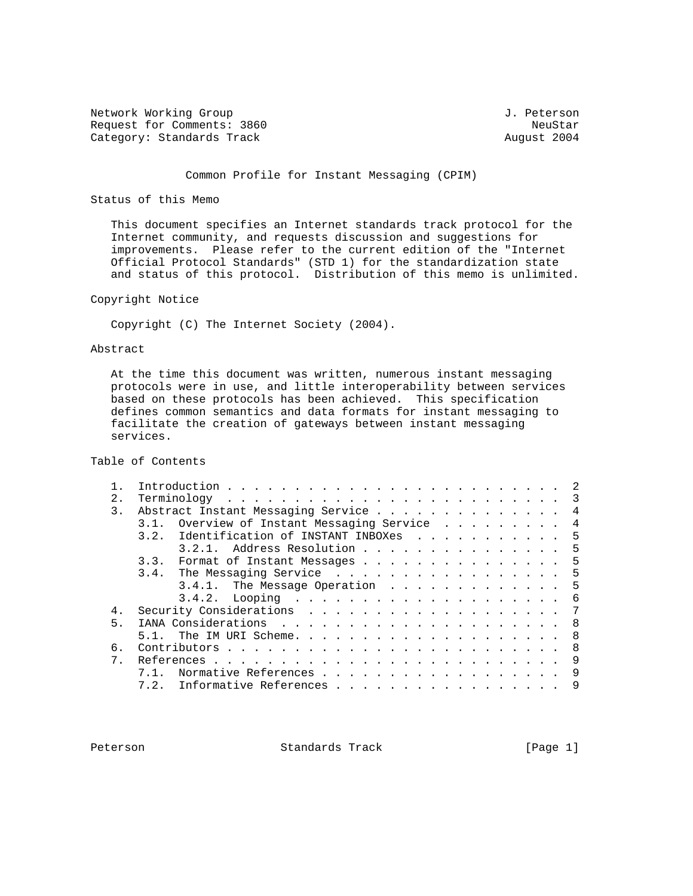Network Working Group J. Peterson
Request for Comments: 3860 NeuStar
Category: Standards Track August 2004

# Common Profile for Instant Messaging (CPIM)

## Status of this Memo

This document specifies an Internet standards track protocol for the Internet community, and requests discussion and suggestions for improvements. Please refer to the current edition of the "Internet Official Protocol Standards" (STD 1) for the standardization state and status of this protocol. Distribution of this memo is unlimited.

## Copyright Notice

Copyright (C) The Internet Society (2004).

## Abstract

At the time this document was written, numerous instant messaging protocols were in use, and little interoperability between services based on these protocols has been achieved. This specification defines common semantics and data formats for instant messaging to facilitate the creation of gateways between instant messaging services.

## Table of Contents

```
   1.  Introduction . . . . . . . . . . . . . . . . . . . . . . . . .  2
   2.  Terminology  . . . . . . . . . . . . . . . . . . . . . . . . .  3
   3.  Abstract Instant Messaging Service . . . . . . . . . . . . . .  4
       3.1.  Overview of Instant Messaging Service  . . . . . . . . .  4
       3.2.  Identification of INSTANT INBOXes  . . . . . . . . . . .  5
             3.2.1.  Address Resolution . . . . . . . . . . . . . . .  5
       3.3.  Format of Instant Messages . . . . . . . . . . . . . . .  5
       3.4.  The Messaging Service  . . . . . . . . . . . . . . . . .  5
             3.4.1.  The Message Operation  . . . . . . . . . . . . .  5
             3.4.2.  Looping  . . . . . . . . . . . . . . . . . . . .  6
   4.  Security Considerations  . . . . . . . . . . . . . . . . . . .  7
   5.  IANA Considerations  . . . . . . . . . . . . . . . . . . . . .  8
       5.1.  The IM URI Scheme. . . . . . . . . . . . . . . . . . . .  8
   6.  Contributors . . . . . . . . . . . . . . . . . . . . . . . . .  8
   7.  References . . . . . . . . . . . . . . . . . . . . . . . . . .  9
       7.1.  Normative References . . . . . . . . . . . . . . . . . .  9
       7.2.  Informative References . . . . . . . . . . . . . . . . .  9
```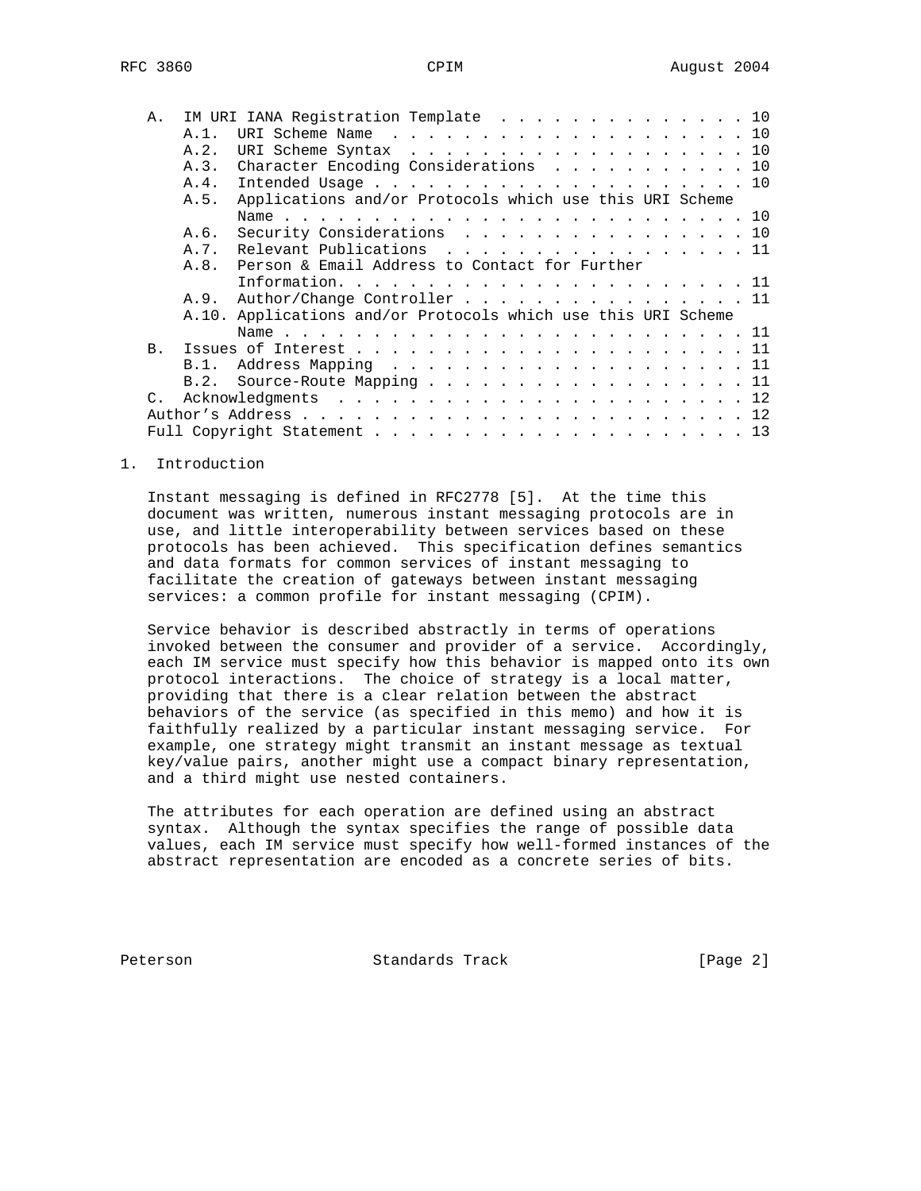A. IM URI IANA Registration Template . . . . . . . . . . . . . . . 10
    A.1. URI Scheme Name . . . . . . . . . . . . . . . . . . . . . 10
    A.2. URI Scheme Syntax . . . . . . . . . . . . . . . . . . . . 10
    A.3. Character Encoding Considerations . . . . . . . . . . . . 10
    A.4. Intended Usage . . . . . . . . . . . . . . . . . . . . . . 10
    A.5. Applications and/or Protocols which use this URI Scheme Name . . . . . . . . . . . . . . . . . . . . . . . . . . . 10
    A.6. Security Considerations . . . . . . . . . . . . . . . . . 10
    A.7. Relevant Publications . . . . . . . . . . . . . . . . . . 11
    A.8. Person & Email Address to Contact for Further Information. . . . . . . . . . . . . . . . . . . . . . . . 11
    A.9. Author/Change Controller . . . . . . . . . . . . . . . . . 11
    A.10. Applications and/or Protocols which use this URI Scheme Name . . . . . . . . . . . . . . . . . . . . . . . . . . . 11
B. Issues of Interest . . . . . . . . . . . . . . . . . . . . . . . 11
    B.1. Address Mapping . . . . . . . . . . . . . . . . . . . . . 11
    B.2. Source-Route Mapping . . . . . . . . . . . . . . . . . . . 11
C. Acknowledgments . . . . . . . . . . . . . . . . . . . . . . . . 12
Author's Address . . . . . . . . . . . . . . . . . . . . . . . . . 12
Full Copyright Statement . . . . . . . . . . . . . . . . . . . . . 13

## 1. Introduction

Instant messaging is defined in RFC2778 [5]. At the time this document was written, numerous instant messaging protocols are in use, and little interoperability between services based on these protocols has been achieved. This specification defines semantics and data formats for common services of instant messaging to facilitate the creation of gateways between instant messaging services: a common profile for instant messaging (CPIM).

Service behavior is described abstractly in terms of operations invoked between the consumer and provider of a service. Accordingly, each IM service must specify how this behavior is mapped onto its own protocol interactions. The choice of strategy is a local matter, providing that there is a clear relation between the abstract behaviors of the service (as specified in this memo) and how it is faithfully realized by a particular instant messaging service. For example, one strategy might transmit an instant message as textual key/value pairs, another might use a compact binary representation, and a third might use nested containers.

The attributes for each operation are defined using an abstract syntax. Although the syntax specifies the range of possible data values, each IM service must specify how well-formed instances of the abstract representation are encoded as a concrete series of bits.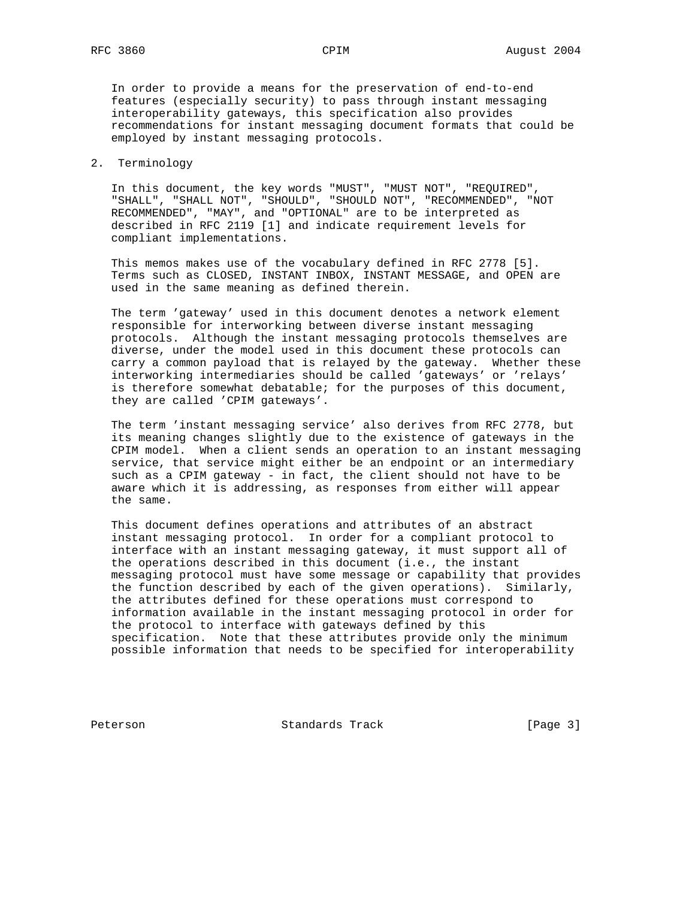In order to provide a means for the preservation of end-to-end features (especially security) to pass through instant messaging interoperability gateways, this specification also provides recommendations for instant messaging document formats that could be employed by instant messaging protocols.

## 2. Terminology

In this document, the key words "MUST", "MUST NOT", "REQUIRED", "SHALL", "SHALL NOT", "SHOULD", "SHOULD NOT", "RECOMMENDED", "NOT RECOMMENDED", "MAY", and "OPTIONAL" are to be interpreted as described in RFC 2119 [1] and indicate requirement levels for compliant implementations.

This memos makes use of the vocabulary defined in RFC 2778 [5]. Terms such as CLOSED, INSTANT INBOX, INSTANT MESSAGE, and OPEN are used in the same meaning as defined therein.

The term 'gateway' used in this document denotes a network element responsible for interworking between diverse instant messaging protocols. Although the instant messaging protocols themselves are diverse, under the model used in this document these protocols can carry a common payload that is relayed by the gateway. Whether these interworking intermediaries should be called 'gateways' or 'relays' is therefore somewhat debatable; for the purposes of this document, they are called 'CPIM gateways'.

The term 'instant messaging service' also derives from RFC 2778, but its meaning changes slightly due to the existence of gateways in the CPIM model. When a client sends an operation to an instant messaging service, that service might either be an endpoint or an intermediary such as a CPIM gateway - in fact, the client should not have to be aware which it is addressing, as responses from either will appear the same.

This document defines operations and attributes of an abstract instant messaging protocol. In order for a compliant protocol to interface with an instant messaging gateway, it must support all of the operations described in this document (i.e., the instant messaging protocol must have some message or capability that provides the function described by each of the given operations). Similarly, the attributes defined for these operations must correspond to information available in the instant messaging protocol in order for the protocol to interface with gateways defined by this specification. Note that these attributes provide only the minimum possible information that needs to be specified for interoperability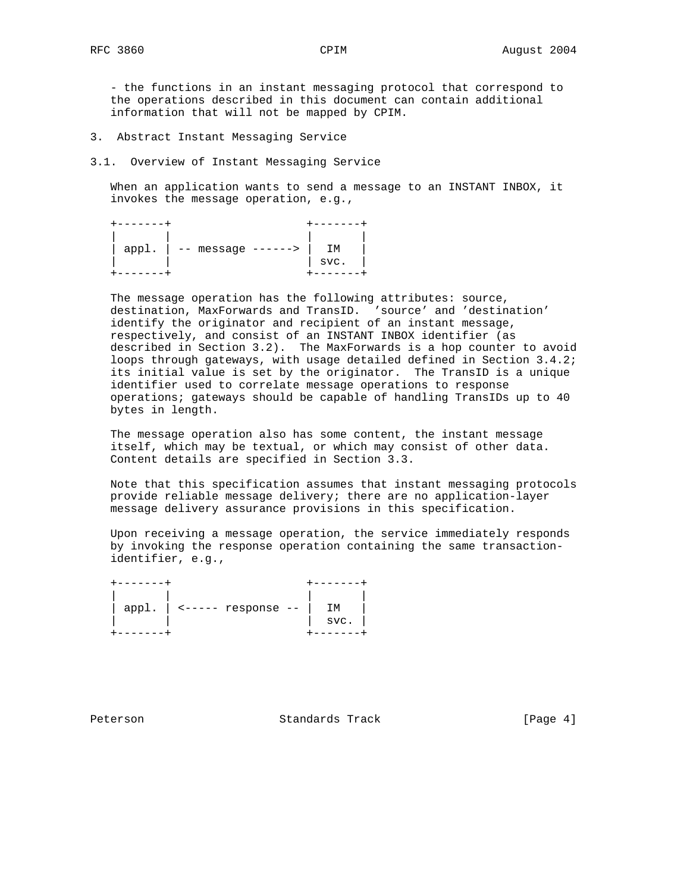- the functions in an instant messaging protocol that correspond to the operations described in this document can contain additional information that will not be mapped by CPIM.

## 3. Abstract Instant Messaging Service

### 3.1. Overview of Instant Messaging Service

When an application wants to send a message to an INSTANT INBOX, it invokes the message operation, e.g.,

```
+-------+                    +-------+
|       |                    |       |
| appl. | -- message ------> |  IM   |
|       |                    | svc.  |
+-------+                    +-------+
```

The message operation has the following attributes: source, destination, MaxForwards and TransID. 'source' and 'destination' identify the originator and recipient of an instant message, respectively, and consist of an INSTANT INBOX identifier (as described in Section 3.2). The MaxForwards is a hop counter to avoid loops through gateways, with usage detailed defined in Section 3.4.2; its initial value is set by the originator. The TransID is a unique identifier used to correlate message operations to response operations; gateways should be capable of handling TransIDs up to 40 bytes in length.

The message operation also has some content, the instant message itself, which may be textual, or which may consist of other data. Content details are specified in Section 3.3.

Note that this specification assumes that instant messaging protocols provide reliable message delivery; there are no application-layer message delivery assurance provisions in this specification.

Upon receiving a message operation, the service immediately responds by invoking the response operation containing the same transaction-identifier, e.g.,

```
+-------+                    +-------+
|       |                    |       |
| appl. | <----- response -- |  IM   |
|       |                    |  svc. |
+-------+                    +-------+
```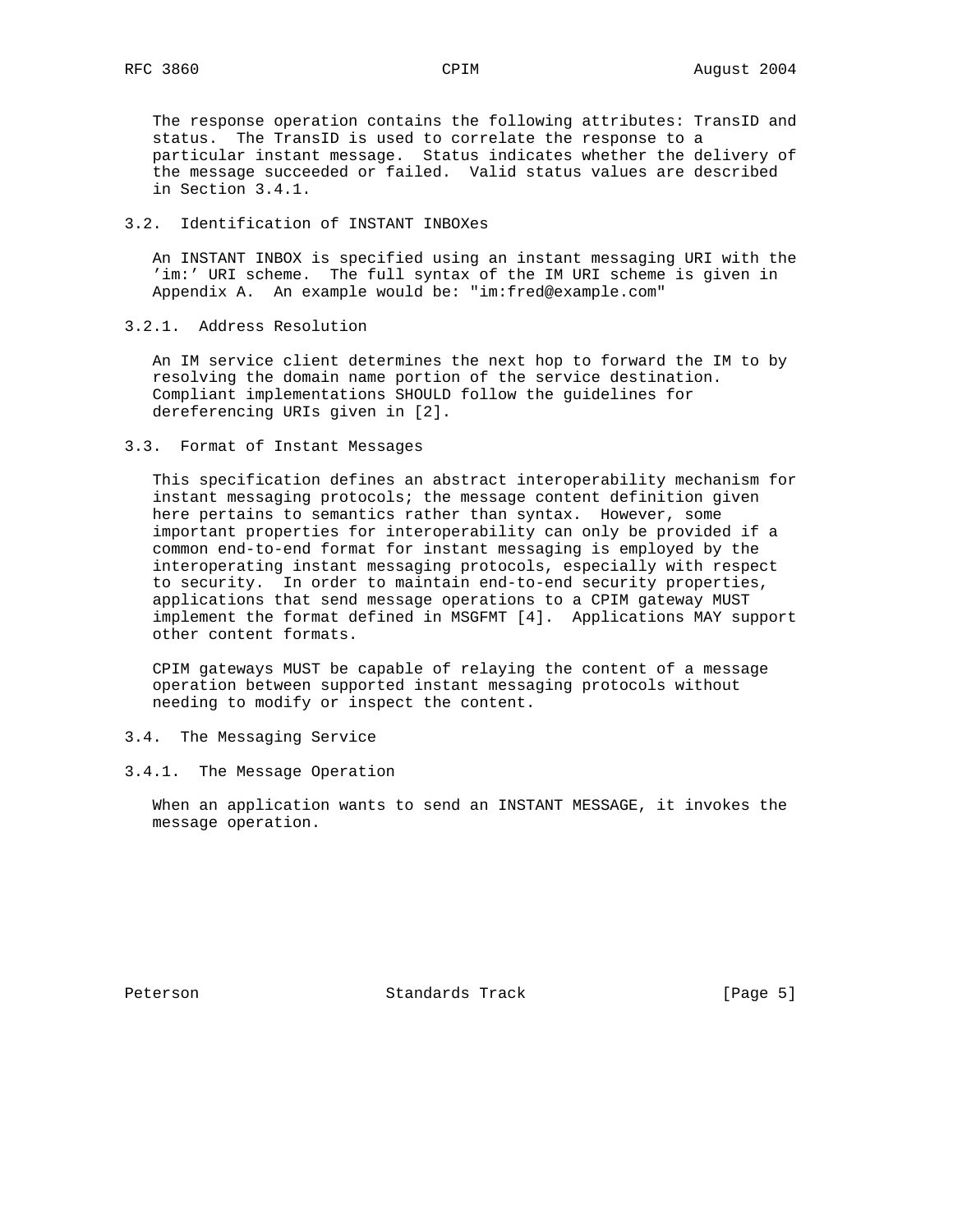The response operation contains the following attributes: TransID and status. The TransID is used to correlate the response to a particular instant message. Status indicates whether the delivery of the message succeeded or failed. Valid status values are described in Section 3.4.1.

### 3.2. Identification of INSTANT INBOXes

An INSTANT INBOX is specified using an instant messaging URI with the 'im:' URI scheme. The full syntax of the IM URI scheme is given in Appendix A. An example would be: "im:fred@example.com"

#### 3.2.1. Address Resolution

An IM service client determines the next hop to forward the IM to by resolving the domain name portion of the service destination. Compliant implementations SHOULD follow the guidelines for dereferencing URIs given in [2].

### 3.3. Format of Instant Messages

This specification defines an abstract interoperability mechanism for instant messaging protocols; the message content definition given here pertains to semantics rather than syntax. However, some important properties for interoperability can only be provided if a common end-to-end format for instant messaging is employed by the interoperating instant messaging protocols, especially with respect to security. In order to maintain end-to-end security properties, applications that send message operations to a CPIM gateway MUST implement the format defined in MSGFMT [4]. Applications MAY support other content formats.

CPIM gateways MUST be capable of relaying the content of a message operation between supported instant messaging protocols without needing to modify or inspect the content.

### 3.4. The Messaging Service

#### 3.4.1. The Message Operation

When an application wants to send an INSTANT MESSAGE, it invokes the message operation.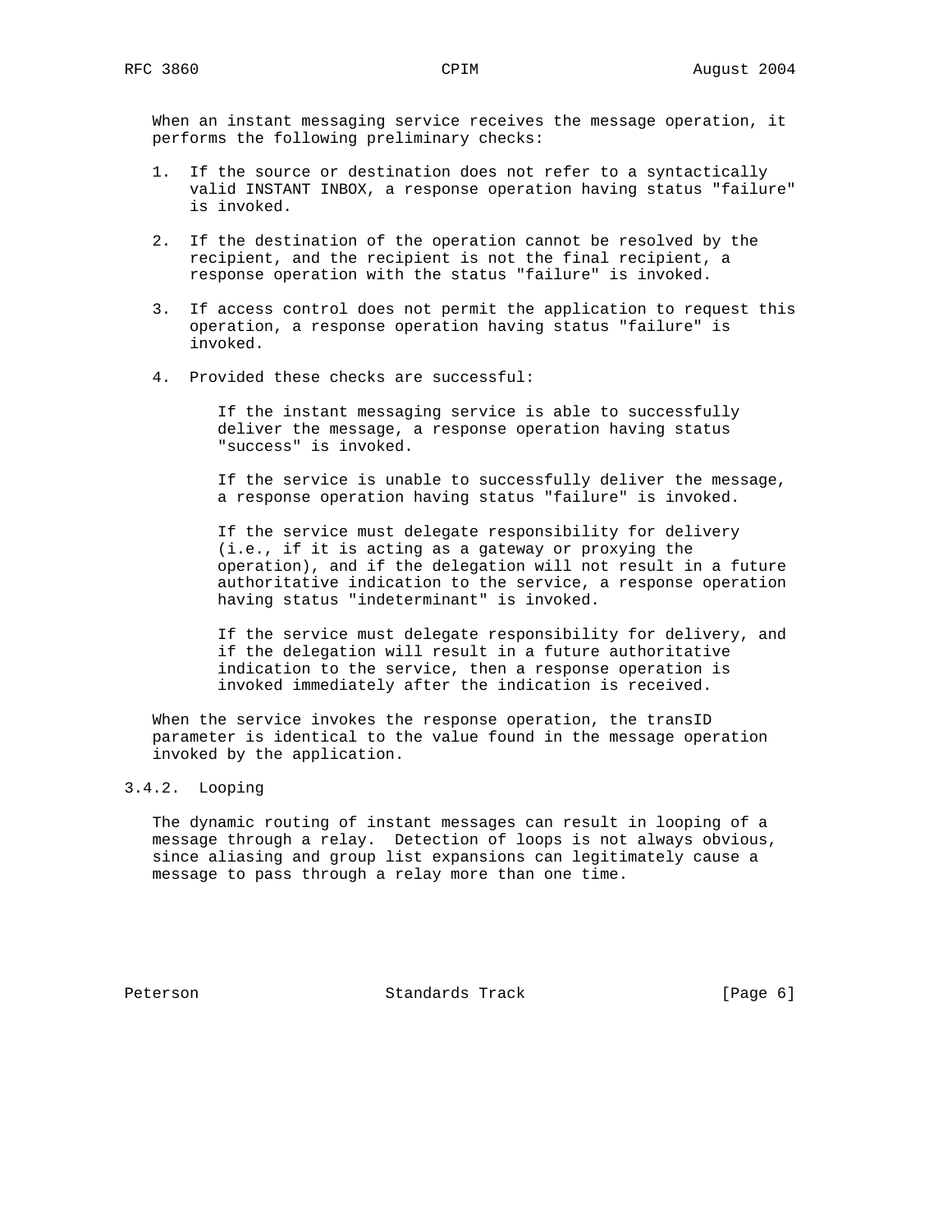When an instant messaging service receives the message operation, it performs the following preliminary checks:

1. If the source or destination does not refer to a syntactically valid INSTANT INBOX, a response operation having status "failure" is invoked.

2. If the destination of the operation cannot be resolved by the recipient, and the recipient is not the final recipient, a response operation with the status "failure" is invoked.

3. If access control does not permit the application to request this operation, a response operation having status "failure" is invoked.

4. Provided these checks are successful:

   If the instant messaging service is able to successfully deliver the message, a response operation having status "success" is invoked.

   If the service is unable to successfully deliver the message, a response operation having status "failure" is invoked.

   If the service must delegate responsibility for delivery (i.e., if it is acting as a gateway or proxying the operation), and if the delegation will not result in a future authoritative indication to the service, a response operation having status "indeterminant" is invoked.

   If the service must delegate responsibility for delivery, and if the delegation will result in a future authoritative indication to the service, then a response operation is invoked immediately after the indication is received.

When the service invokes the response operation, the transID parameter is identical to the value found in the message operation invoked by the application.

### 3.4.2. Looping

The dynamic routing of instant messages can result in looping of a message through a relay. Detection of loops is not always obvious, since aliasing and group list expansions can legitimately cause a message to pass through a relay more than one time.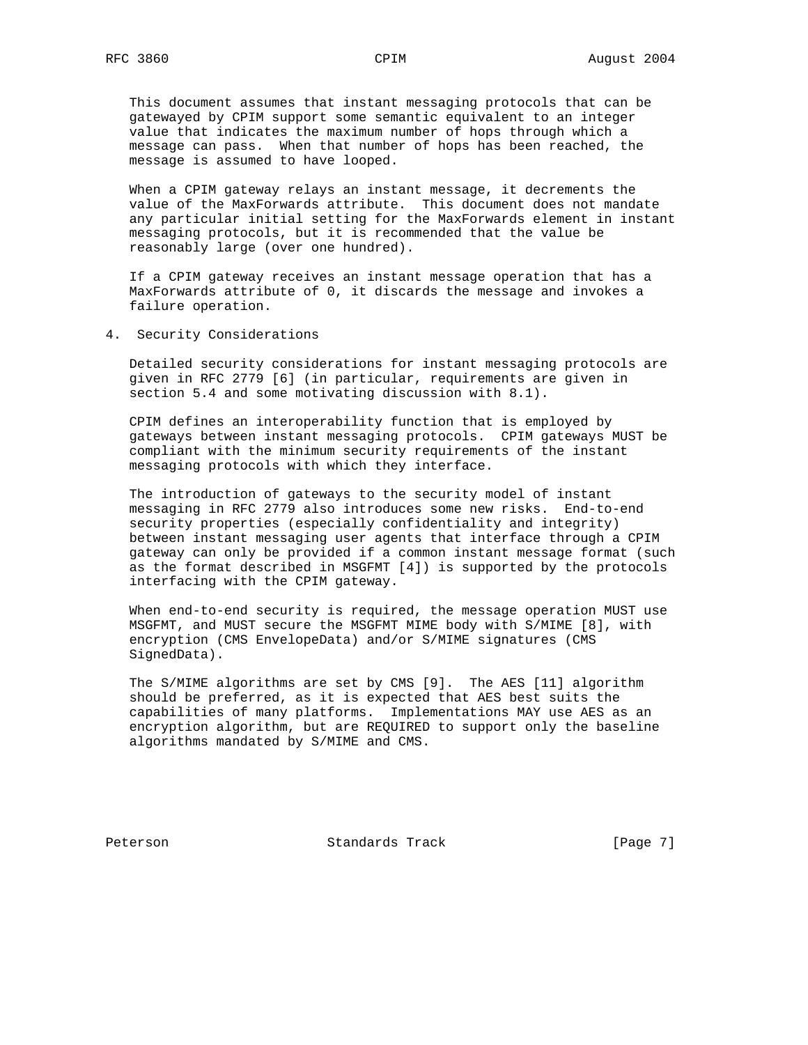This document assumes that instant messaging protocols that can be gatewayed by CPIM support some semantic equivalent to an integer value that indicates the maximum number of hops through which a message can pass. When that number of hops has been reached, the message is assumed to have looped.

When a CPIM gateway relays an instant message, it decrements the value of the MaxForwards attribute. This document does not mandate any particular initial setting for the MaxForwards element in instant messaging protocols, but it is recommended that the value be reasonably large (over one hundred).

If a CPIM gateway receives an instant message operation that has a MaxForwards attribute of 0, it discards the message and invokes a failure operation.

## 4. Security Considerations

Detailed security considerations for instant messaging protocols are given in RFC 2779 [6] (in particular, requirements are given in section 5.4 and some motivating discussion with 8.1).

CPIM defines an interoperability function that is employed by gateways between instant messaging protocols. CPIM gateways MUST be compliant with the minimum security requirements of the instant messaging protocols with which they interface.

The introduction of gateways to the security model of instant messaging in RFC 2779 also introduces some new risks. End-to-end security properties (especially confidentiality and integrity) between instant messaging user agents that interface through a CPIM gateway can only be provided if a common instant message format (such as the format described in MSGFMT [4]) is supported by the protocols interfacing with the CPIM gateway.

When end-to-end security is required, the message operation MUST use MSGFMT, and MUST secure the MSGFMT MIME body with S/MIME [8], with encryption (CMS EnvelopeData) and/or S/MIME signatures (CMS SignedData).

The S/MIME algorithms are set by CMS [9]. The AES [11] algorithm should be preferred, as it is expected that AES best suits the capabilities of many platforms. Implementations MAY use AES as an encryption algorithm, but are REQUIRED to support only the baseline algorithms mandated by S/MIME and CMS.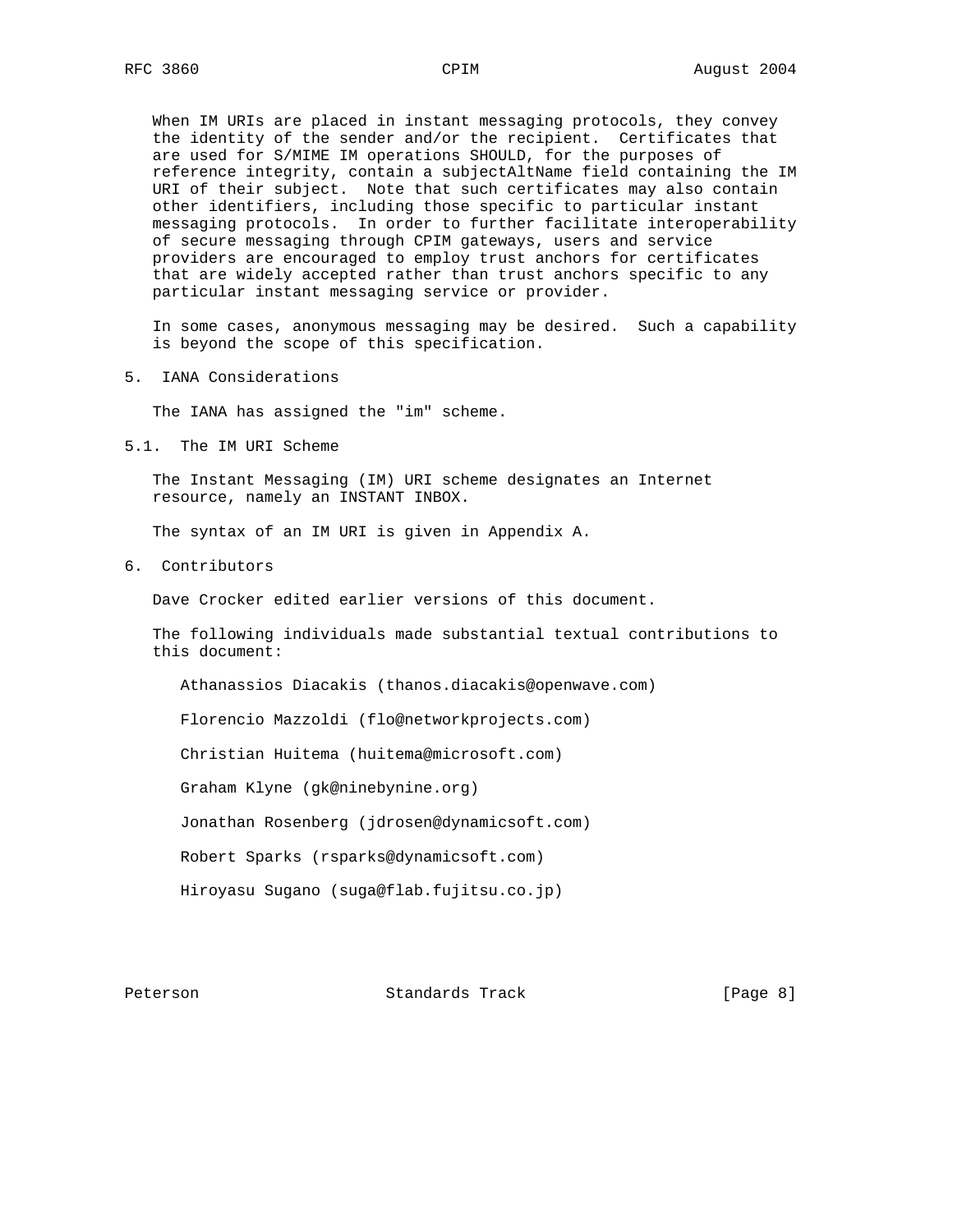When IM URIs are placed in instant messaging protocols, they convey the identity of the sender and/or the recipient. Certificates that are used for S/MIME IM operations SHOULD, for the purposes of reference integrity, contain a subjectAltName field containing the IM URI of their subject. Note that such certificates may also contain other identifiers, including those specific to particular instant messaging protocols. In order to further facilitate interoperability of secure messaging through CPIM gateways, users and service providers are encouraged to employ trust anchors for certificates that are widely accepted rather than trust anchors specific to any particular instant messaging service or provider.

In some cases, anonymous messaging may be desired. Such a capability is beyond the scope of this specification.

## 5. IANA Considerations

The IANA has assigned the "im" scheme.

### 5.1. The IM URI Scheme

The Instant Messaging (IM) URI scheme designates an Internet resource, namely an INSTANT INBOX.

The syntax of an IM URI is given in Appendix A.

## 6. Contributors

Dave Crocker edited earlier versions of this document.

The following individuals made substantial textual contributions to this document:

Athanassios Diacakis (thanos.diacakis@openwave.com)

Florencio Mazzoldi (flo@networkprojects.com)

Christian Huitema (huitema@microsoft.com)

Graham Klyne (gk@ninebynine.org)

Jonathan Rosenberg (jdrosen@dynamicsoft.com)

Robert Sparks (rsparks@dynamicsoft.com)

Hiroyasu Sugano (suga@flab.fujitsu.co.jp)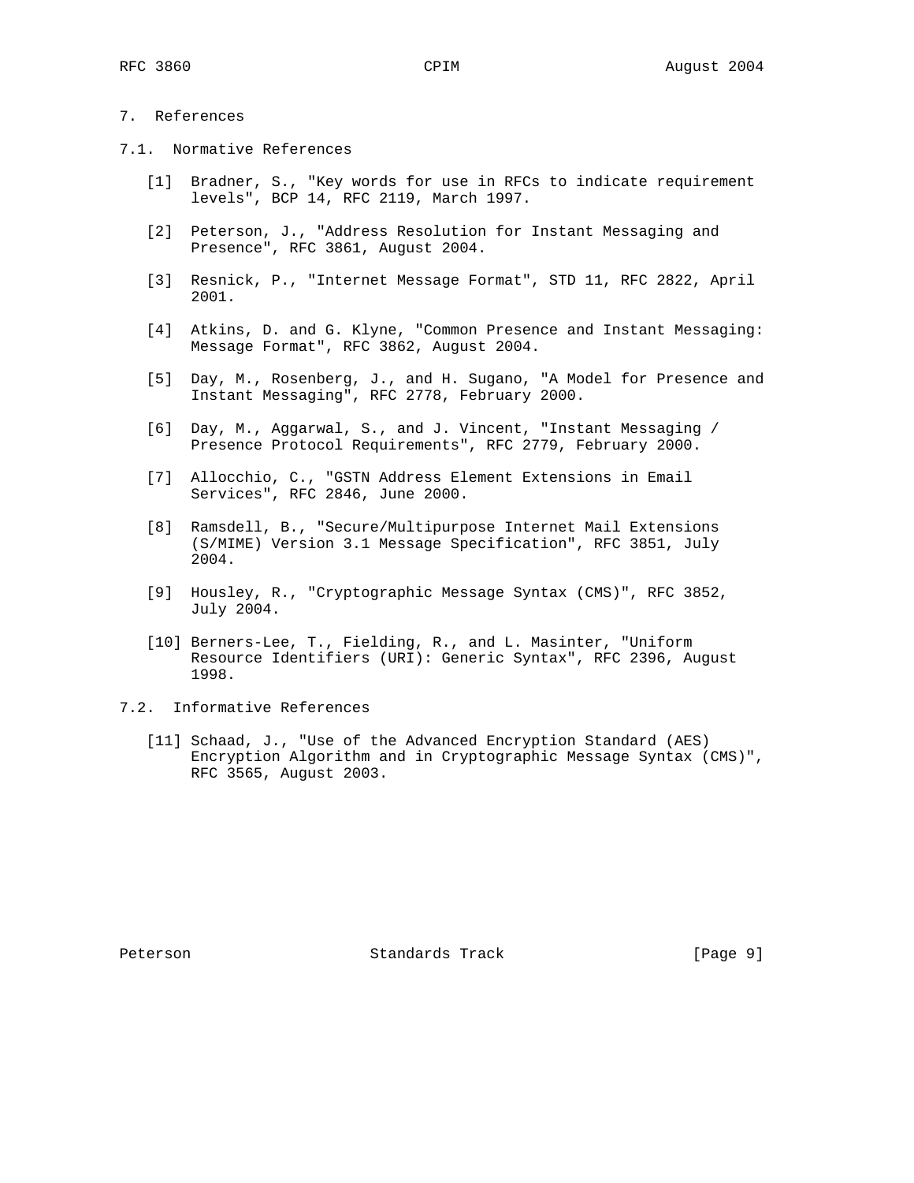## 7. References

### 7.1. Normative References

[1] Bradner, S., "Key words for use in RFCs to indicate requirement levels", BCP 14, RFC 2119, March 1997.

[2] Peterson, J., "Address Resolution for Instant Messaging and Presence", RFC 3861, August 2004.

[3] Resnick, P., "Internet Message Format", STD 11, RFC 2822, April 2001.

[4] Atkins, D. and G. Klyne, "Common Presence and Instant Messaging: Message Format", RFC 3862, August 2004.

[5] Day, M., Rosenberg, J., and H. Sugano, "A Model for Presence and Instant Messaging", RFC 2778, February 2000.

[6] Day, M., Aggarwal, S., and J. Vincent, "Instant Messaging / Presence Protocol Requirements", RFC 2779, February 2000.

[7] Allocchio, C., "GSTN Address Element Extensions in Email Services", RFC 2846, June 2000.

[8] Ramsdell, B., "Secure/Multipurpose Internet Mail Extensions (S/MIME) Version 3.1 Message Specification", RFC 3851, July 2004.

[9] Housley, R., "Cryptographic Message Syntax (CMS)", RFC 3852, July 2004.

[10] Berners-Lee, T., Fielding, R., and L. Masinter, "Uniform Resource Identifiers (URI): Generic Syntax", RFC 2396, August 1998.

### 7.2. Informative References

[11] Schaad, J., "Use of the Advanced Encryption Standard (AES) Encryption Algorithm and in Cryptographic Message Syntax (CMS)", RFC 3565, August 2003.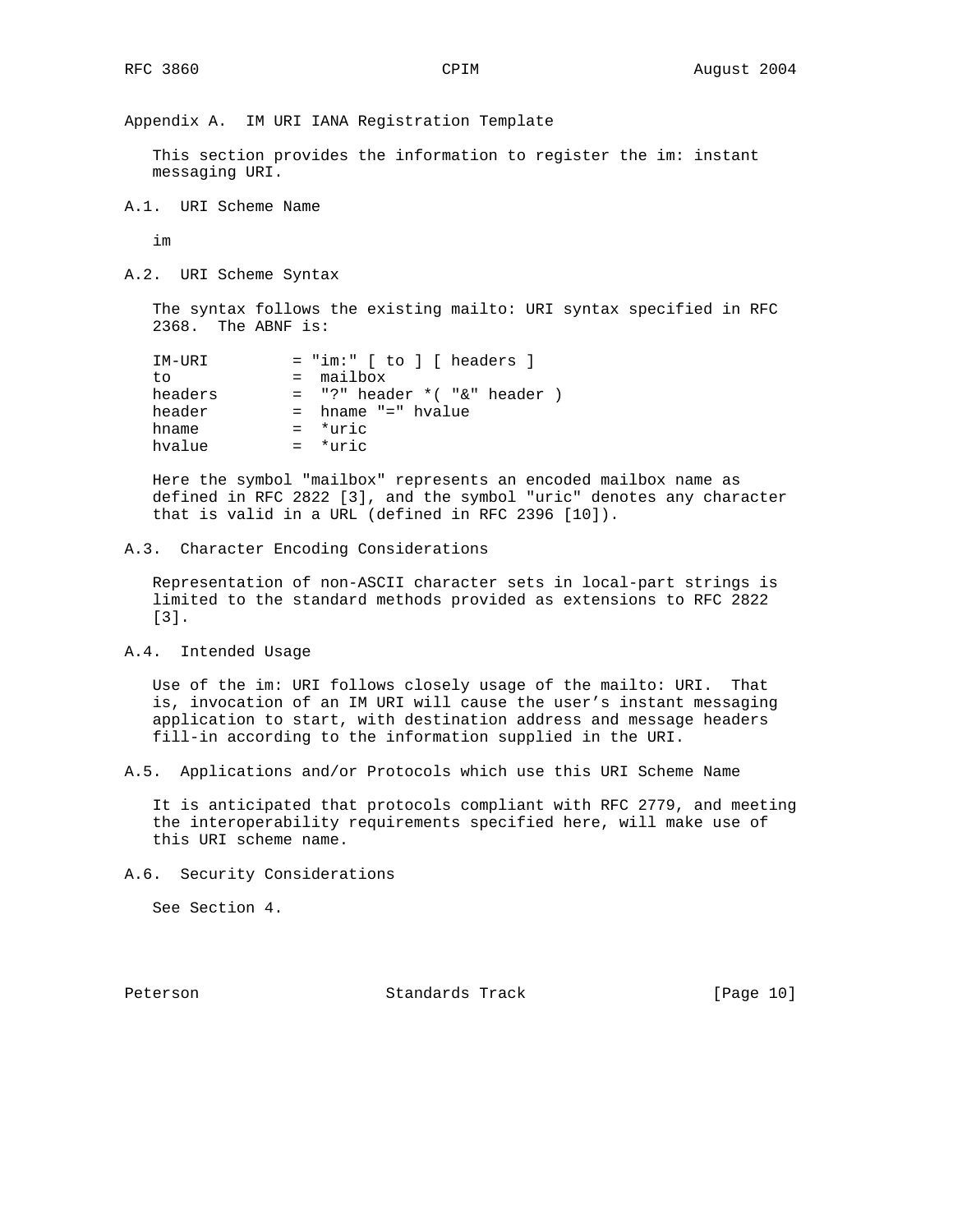## Appendix A. IM URI IANA Registration Template

This section provides the information to register the im: instant messaging URI.

### A.1. URI Scheme Name

im

### A.2. URI Scheme Syntax

The syntax follows the existing mailto: URI syntax specified in RFC 2368. The ABNF is:

```
IM-URI         = "im:" [ to ] [ headers ]
to             =  mailbox
headers        =  "?" header *( "&" header )
header         =  hname "=" hvalue
hname          =  *uric
hvalue         =  *uric
```

Here the symbol "mailbox" represents an encoded mailbox name as defined in RFC 2822 [3], and the symbol "uric" denotes any character that is valid in a URL (defined in RFC 2396 [10]).

### A.3. Character Encoding Considerations

Representation of non-ASCII character sets in local-part strings is limited to the standard methods provided as extensions to RFC 2822 [3].

### A.4. Intended Usage

Use of the im: URI follows closely usage of the mailto: URI. That is, invocation of an IM URI will cause the user's instant messaging application to start, with destination address and message headers fill-in according to the information supplied in the URI.

### A.5. Applications and/or Protocols which use this URI Scheme Name

It is anticipated that protocols compliant with RFC 2779, and meeting the interoperability requirements specified here, will make use of this URI scheme name.

### A.6. Security Considerations

See Section 4.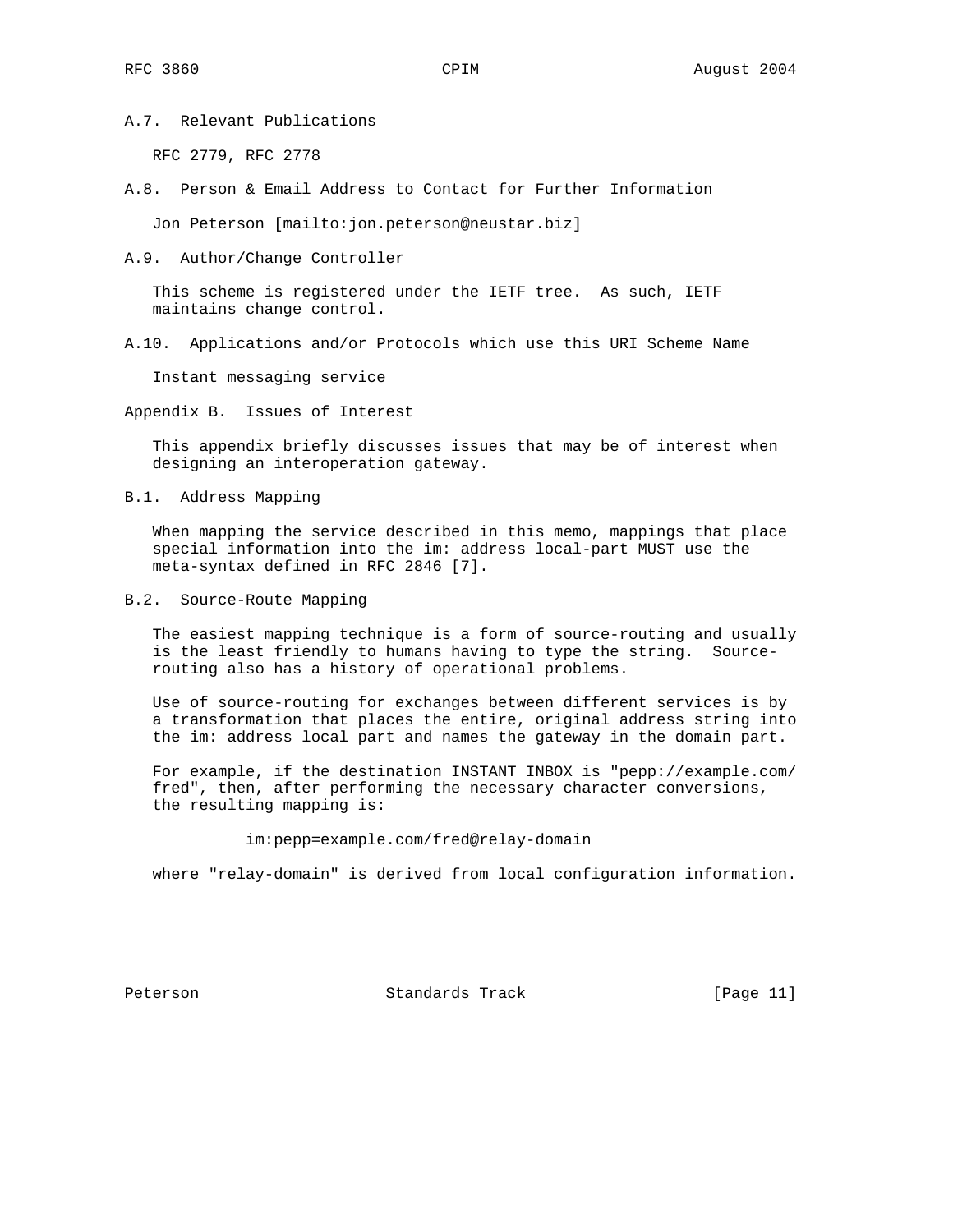### A.7. Relevant Publications

RFC 2779, RFC 2778

### A.8. Person & Email Address to Contact for Further Information

Jon Peterson [mailto:jon.peterson@neustar.biz]

### A.9. Author/Change Controller

This scheme is registered under the IETF tree. As such, IETF maintains change control.

### A.10. Applications and/or Protocols which use this URI Scheme Name

Instant messaging service

## Appendix B. Issues of Interest

This appendix briefly discusses issues that may be of interest when designing an interoperation gateway.

### B.1. Address Mapping

When mapping the service described in this memo, mappings that place special information into the im: address local-part MUST use the meta-syntax defined in RFC 2846 [7].

### B.2. Source-Route Mapping

The easiest mapping technique is a form of source-routing and usually is the least friendly to humans having to type the string. Source-routing also has a history of operational problems.

Use of source-routing for exchanges between different services is by a transformation that places the entire, original address string into the im: address local part and names the gateway in the domain part.

For example, if the destination INSTANT INBOX is "pepp://example.com/fred", then, after performing the necessary character conversions, the resulting mapping is:

```
im:pepp=example.com/fred@relay-domain
```

where "relay-domain" is derived from local configuration information.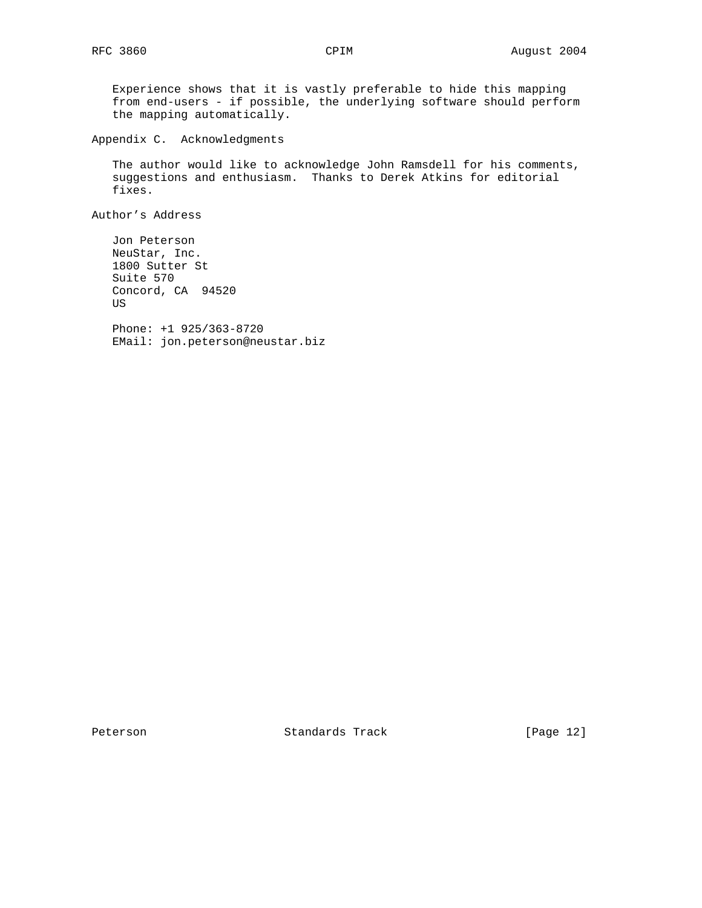Experience shows that it is vastly preferable to hide this mapping from end-users - if possible, the underlying software should perform the mapping automatically.

## Appendix C. Acknowledgments

The author would like to acknowledge John Ramsdell for his comments, suggestions and enthusiasm. Thanks to Derek Atkins for editorial fixes.

## Author's Address

Jon Peterson
NeuStar, Inc.
1800 Sutter St
Suite 570
Concord, CA 94520
US

Phone: +1 925/363-8720
EMail: jon.peterson@neustar.biz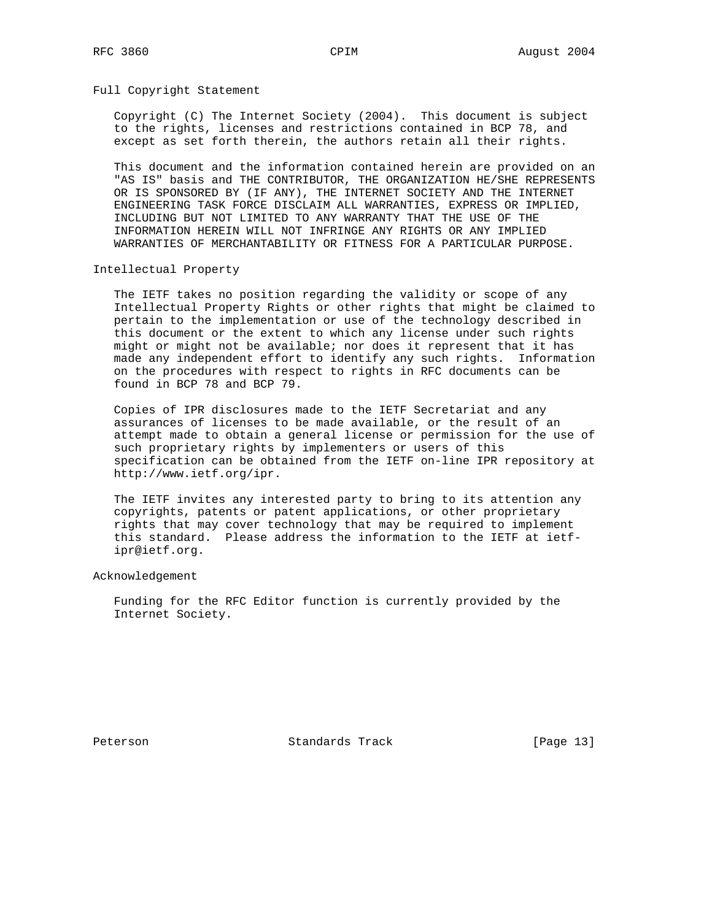## Full Copyright Statement

Copyright (C) The Internet Society (2004). This document is subject to the rights, licenses and restrictions contained in BCP 78, and except as set forth therein, the authors retain all their rights.

This document and the information contained herein are provided on an "AS IS" basis and THE CONTRIBUTOR, THE ORGANIZATION HE/SHE REPRESENTS OR IS SPONSORED BY (IF ANY), THE INTERNET SOCIETY AND THE INTERNET ENGINEERING TASK FORCE DISCLAIM ALL WARRANTIES, EXPRESS OR IMPLIED, INCLUDING BUT NOT LIMITED TO ANY WARRANTY THAT THE USE OF THE INFORMATION HEREIN WILL NOT INFRINGE ANY RIGHTS OR ANY IMPLIED WARRANTIES OF MERCHANTABILITY OR FITNESS FOR A PARTICULAR PURPOSE.

## Intellectual Property

The IETF takes no position regarding the validity or scope of any Intellectual Property Rights or other rights that might be claimed to pertain to the implementation or use of the technology described in this document or the extent to which any license under such rights might or might not be available; nor does it represent that it has made any independent effort to identify any such rights. Information on the procedures with respect to rights in RFC documents can be found in BCP 78 and BCP 79.

Copies of IPR disclosures made to the IETF Secretariat and any assurances of licenses to be made available, or the result of an attempt made to obtain a general license or permission for the use of such proprietary rights by implementers or users of this specification can be obtained from the IETF on-line IPR repository at http://www.ietf.org/ipr.

The IETF invites any interested party to bring to its attention any copyrights, patents or patent applications, or other proprietary rights that may cover technology that may be required to implement this standard. Please address the information to the IETF at ietf-ipr@ietf.org.

## Acknowledgement

Funding for the RFC Editor function is currently provided by the Internet Society.